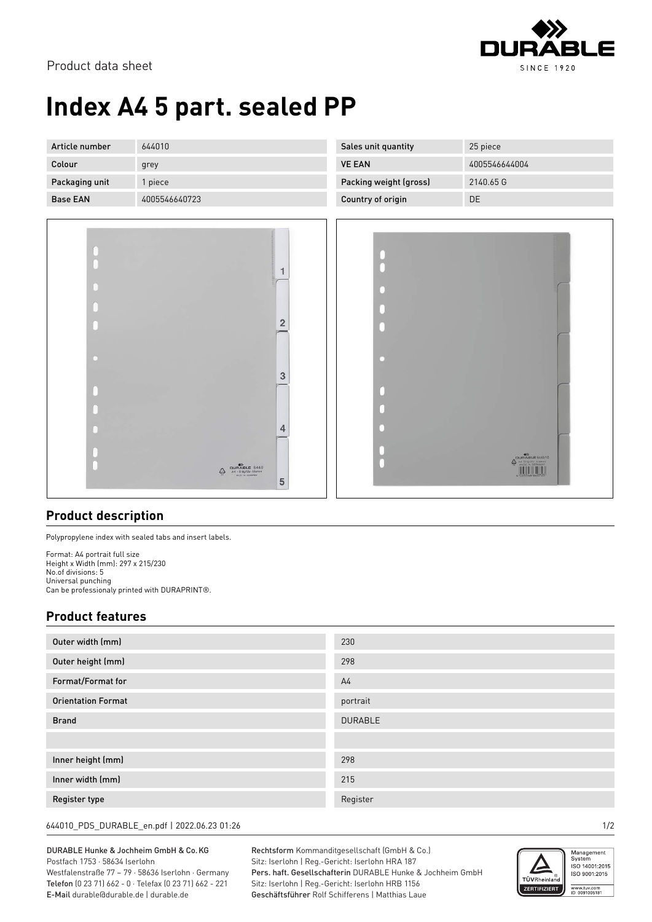Product data sheet

# Index A4 5 part. sealed PP

| Article number | 644010 |
|---|---|
| Colour | grey |
| Packaging unit | 1 piece |
| Base EAN | 4005546640723 |

| Sales unit quantity | 25 piece |
|---|---|
| VE EAN | 4005546644004 |
| Packing weight (gross) | 2140.65 G |
| Country of origin | DE |

## Product description

Polypropylene index with sealed tabs and insert labels.

Format: A4 portrait full size
Height x Width (mm): 297 x 215/230
No.of divisions: 5
Universal punching
Can be professionaly printed with DURAPRINT®.

## Product features

| Outer width (mm) | 230 |
|---|---|
| Outer height (mm) | 298 |
| Format/Format for | A4 |
| Orientation Format | portrait |
| Brand | DURABLE |
| | |
| Inner height (mm) | 298 |
| Inner width (mm) | 215 |
| Register type | Register |

644010_PDS_DURABLE_en.pdf | 2022.06.23 01:26

DURABLE Hunke & Jochheim GmbH & Co. KG
Postfach 1753 · 58634 Iserlohn
Westfalenstraße 77 – 79 · 58636 Iserlohn · Germany
**Telefon** (0 23 71) 662 - 0 · Telefax (0 23 71) 662 - 221
**E-Mail** durable@durable.de | durable.de

**Rechtsform** Kommanditgesellschaft (GmbH & Co.)
Sitz: Iserlohn | Reg.-Gericht: Iserlohn HRA 187
**Pers. haft. Gesellschafterin** DURABLE Hunke & Jochheim GmbH
Sitz: Iserlohn | Reg.-Gericht: Iserlohn HRB 1156
**Geschäftsführer** Rolf Schifferens | Matthias Laue

Management System ISO 14001:2015 ISO 9001:2015
www.tuv.com ID 0091006181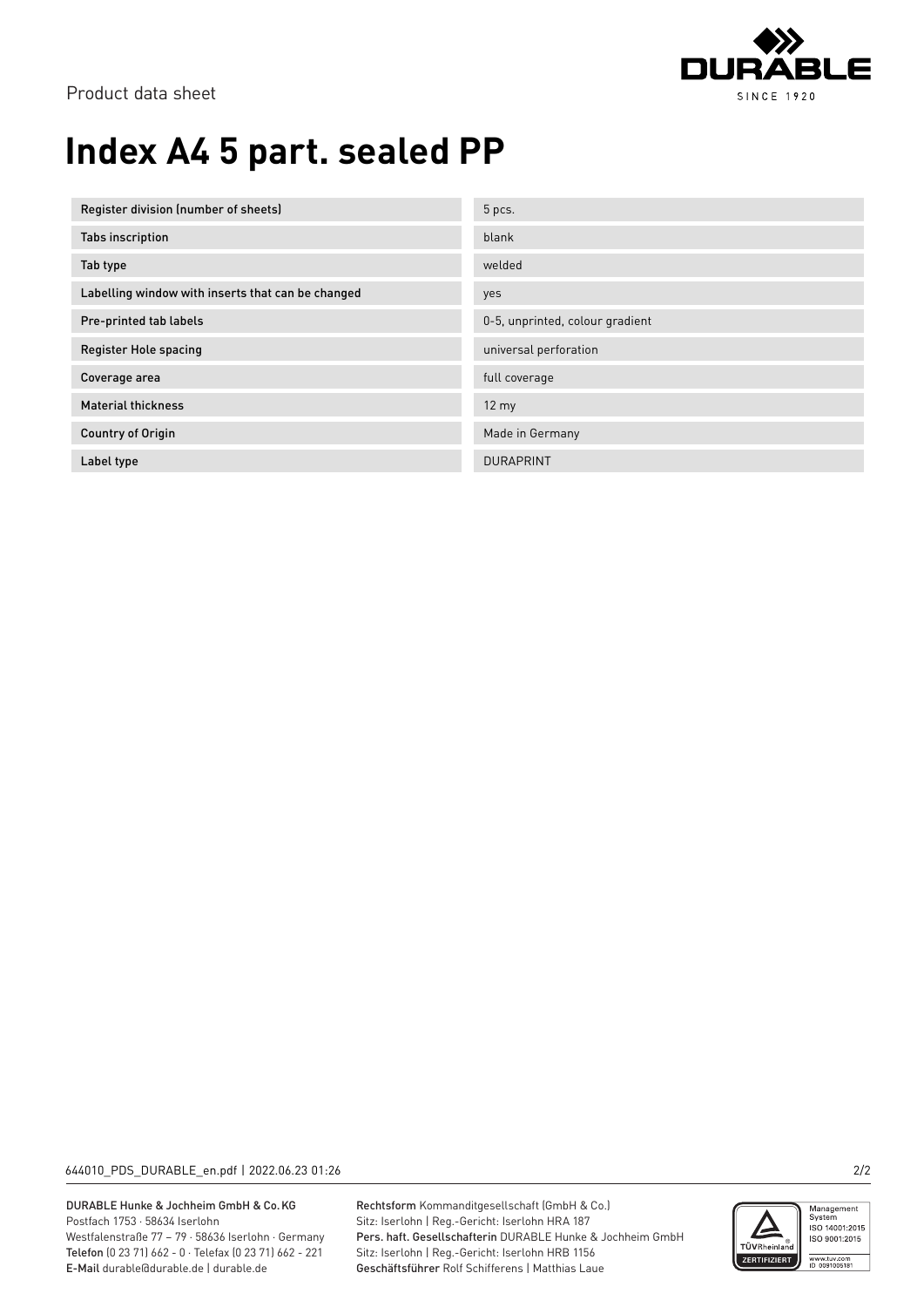# Index A4 5 part. sealed PP

| | |
|---|---|
| Register division (number of sheets) | 5 pcs. |
| Tabs inscription | blank |
| Tab type | welded |
| Labelling window with inserts that can be changed | yes |
| Pre-printed tab labels | 0-5, unprinted, colour gradient |
| Register Hole spacing | universal perforation |
| Coverage area | full coverage |
| Material thickness | 12 my |
| Country of Origin | Made in Germany |
| Label type | DURAPRINT |